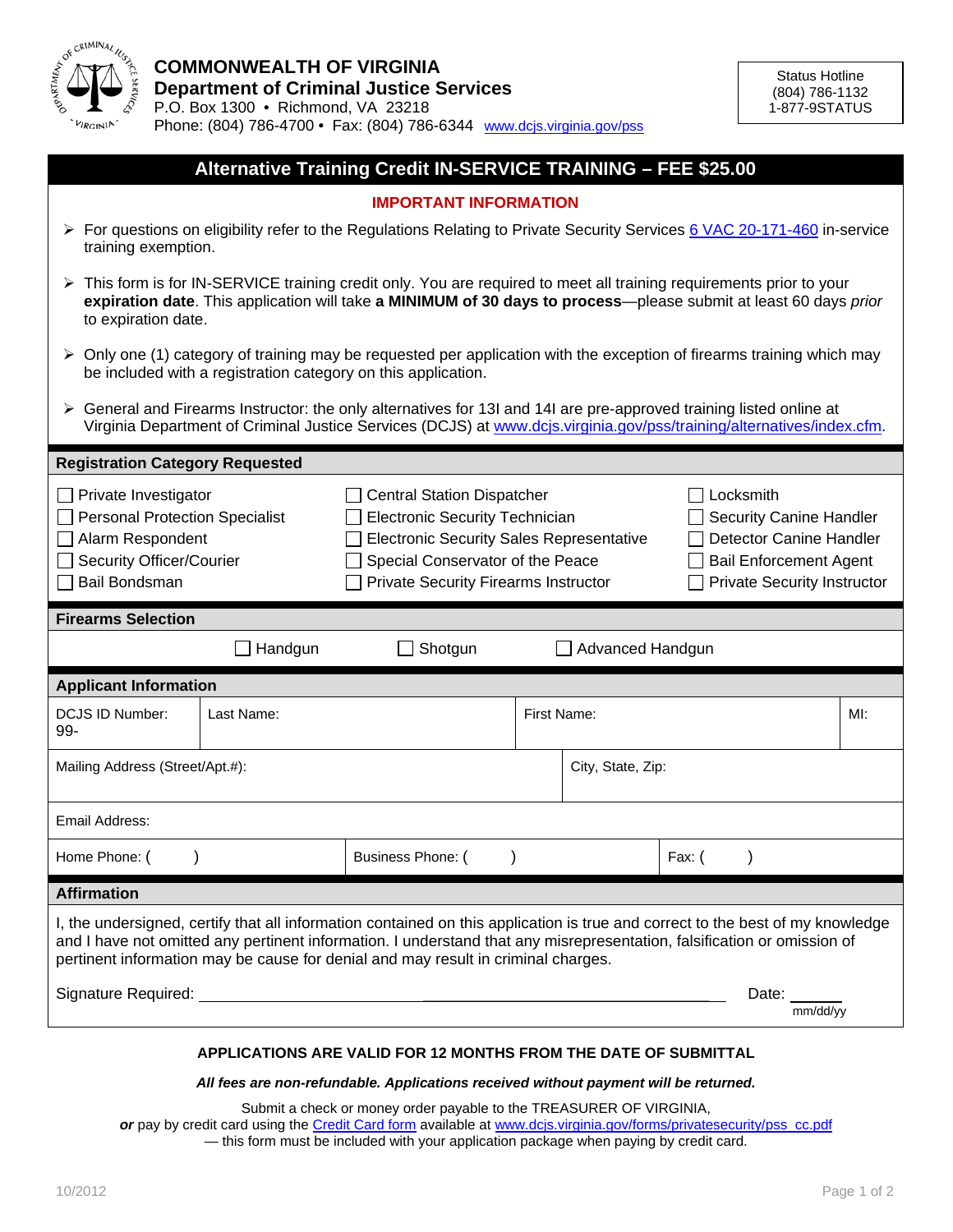**COMMONWEALTH OF VIRGINIA**
**Department of Criminal Justice Services**
P.O. Box 1300 • Richmond, VA 23218
Phone: (804) 786-4700 • Fax: (804) 786-6344 www.dcjs.virginia.gov/pss

Status Hotline
(804) 786-1132
1-877-9STATUS

# Alternative Training Credit IN-SERVICE TRAINING – FEE $25.00

## IMPORTANT INFORMATION

- For questions on eligibility refer to the Regulations Relating to Private Security Services 6 VAC 20-171-460 in-service training exemption.
- This form is for IN-SERVICE training credit only. You are required to meet all training requirements prior to your **expiration date**. This application will take **a MINIMUM of 30 days to process**—please submit at least 60 days *prior* to expiration date.
- Only one (1) category of training may be requested per application with the exception of firearms training which may be included with a registration category on this application.
- General and Firearms Instructor: the only alternatives for 13I and 14I are pre-approved training listed online at Virginia Department of Criminal Justice Services (DCJS) at www.dcjs.virginia.gov/pss/training/alternatives/index.cfm.

## Registration Category Requested

| | | |
|---|---|---|
| ☐ Private Investigator | ☐ Central Station Dispatcher | ☐ Locksmith |
| ☐ Personal Protection Specialist | ☐ Electronic Security Technician | ☐ Security Canine Handler |
| ☐ Alarm Respondent | ☐ Electronic Security Sales Representative | ☐ Detector Canine Handler |
| ☐ Security Officer/Courier | ☐ Special Conservator of the Peace | ☐ Bail Enforcement Agent |
| ☐ Bail Bondsman | ☐ Private Security Firearms Instructor | ☐ Private Security Instructor |

## Firearms Selection

☐ Handgun ☐ Shotgun ☐ Advanced Handgun

## Applicant Information

| DCJS ID Number: 99- | Last Name: | First Name: | MI: |
|---|---|---|---|
| Mailing Address (Street/Apt.#): | | City, State, Zip: | |
| Email Address: | | | |
| Home Phone: ( ) | Business Phone: ( ) | Fax: ( ) | |

## Affirmation

I, the undersigned, certify that all information contained on this application is true and correct to the best of my knowledge and I have not omitted any pertinent information. I understand that any misrepresentation, falsification or omission of pertinent information may be cause for denial and may result in criminal charges.

Signature Required: ______________________________ Date: ______ (mm/dd/yy)

**APPLICATIONS ARE VALID FOR 12 MONTHS FROM THE DATE OF SUBMITTAL**

***All fees are non-refundable. Applications received without payment will be returned.***

Submit a check or money order payable to the TREASURER OF VIRGINIA,
***or*** pay by credit card using the Credit Card form available at www.dcjs.virginia.gov/forms/privatesecurity/pss_cc.pdf
— this form must be included with your application package when paying by credit card.

10/2012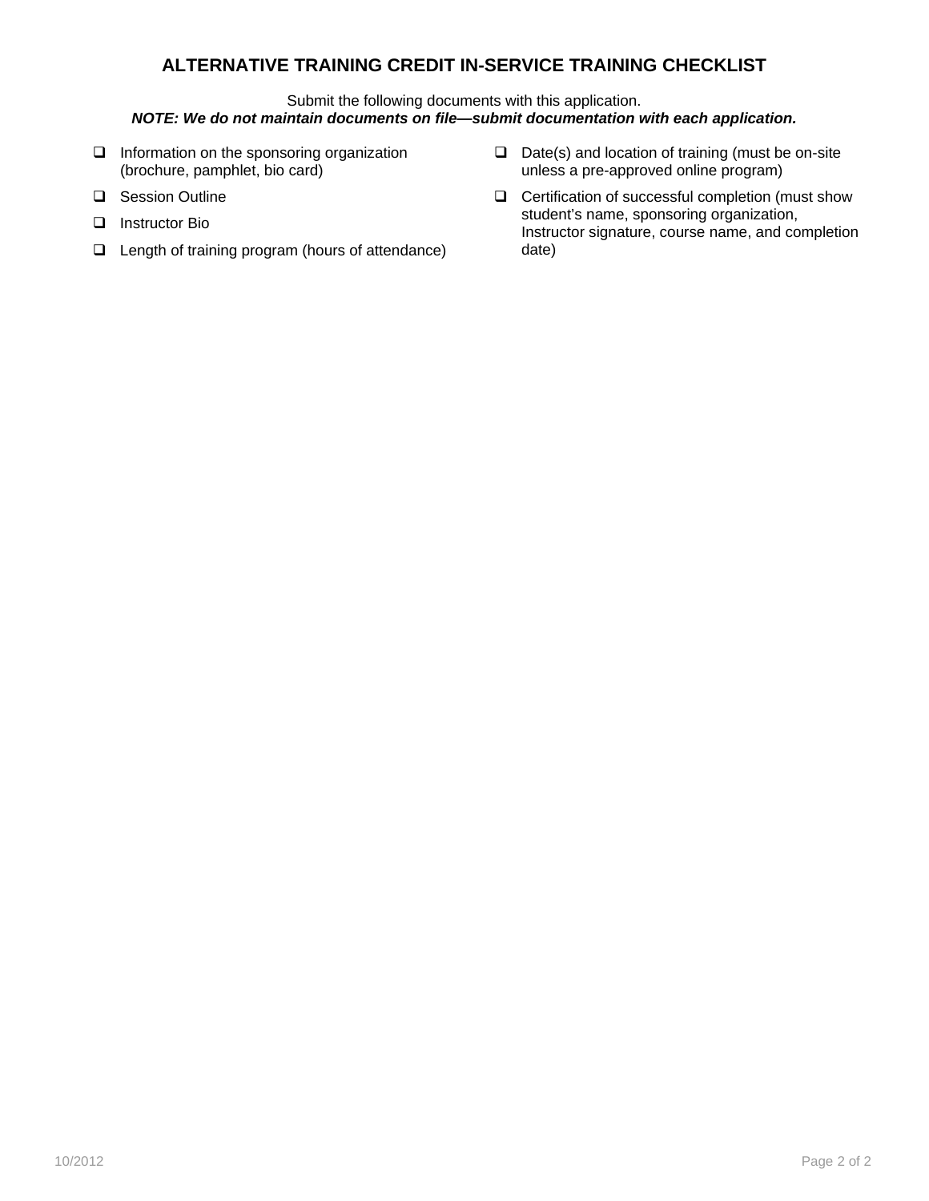## ALTERNATIVE TRAINING CREDIT IN-SERVICE TRAINING CHECKLIST

Submit the following documents with this application.

***NOTE: We do not maintain documents on file—submit documentation with each application.***

- ❑ Information on the sponsoring organization (brochure, pamphlet, bio card)
- ❑ Session Outline
- ❑ Instructor Bio
- ❑ Length of training program (hours of attendance)
- ❑ Date(s) and location of training (must be on-site unless a pre-approved online program)
- ❑ Certification of successful completion (must show student's name, sponsoring organization, Instructor signature, course name, and completion date)

10/2012